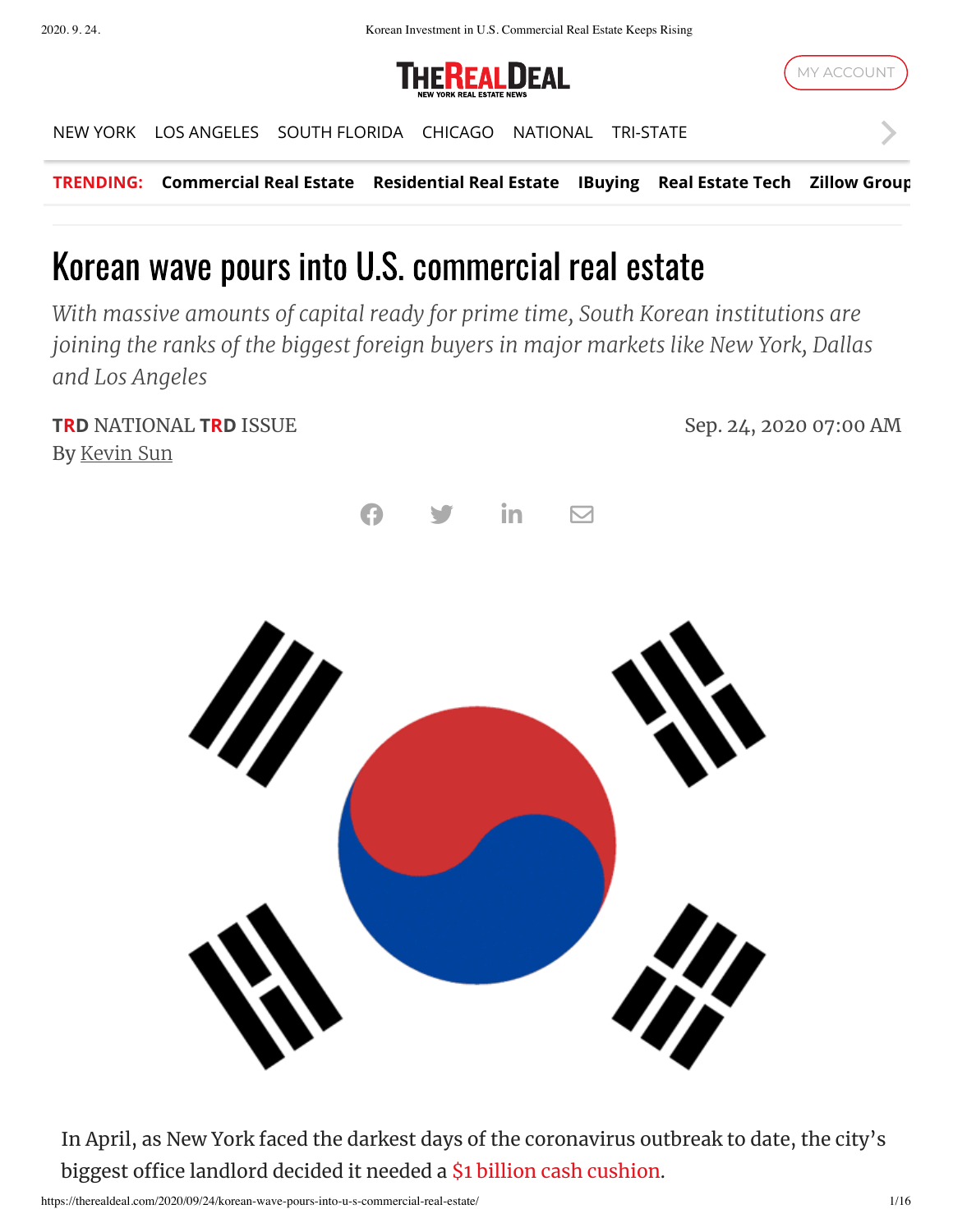# Korean wave pours into U.S. commercial real estate

*With massive amounts of capital ready for prime time, South Korean institutions are joining the ranks of the biggest foreign buyers in major markets like New York, Dallas and Los Angeles*

TRD NATIONAL TRD ISSUE

By Kevin Sun

Sep. 24, 2020 07:00 AM

In April, as New York faced the darkest days of the coronavirus outbreak to date, the city's biggest office landlord decided it needed a $1 billion cash cushion.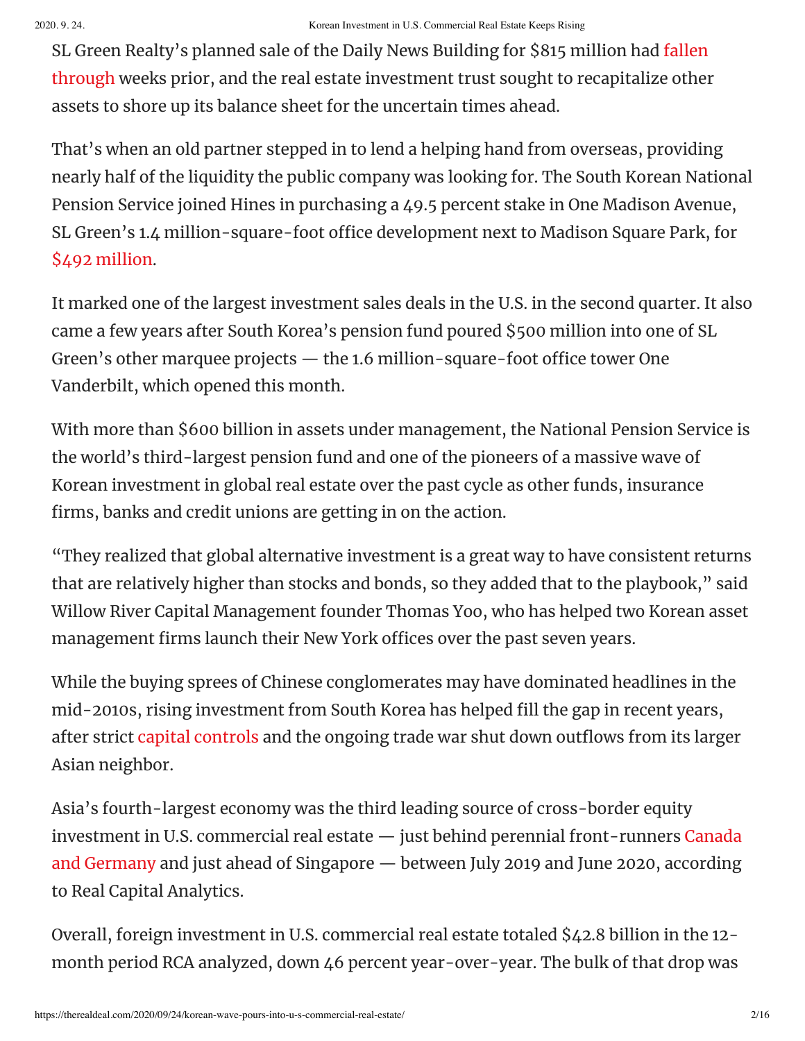SL Green Realty's planned sale of the Daily News Building for $815 million had fallen through weeks prior, and the real estate investment trust sought to recapitalize other assets to shore up its balance sheet for the uncertain times ahead.

That's when an old partner stepped in to lend a helping hand from overseas, providing nearly half of the liquidity the public company was looking for. The South Korean National Pension Service joined Hines in purchasing a 49.5 percent stake in One Madison Avenue, SL Green's 1.4 million-square-foot office development next to Madison Square Park, for $492 million.

It marked one of the largest investment sales deals in the U.S. in the second quarter. It also came a few years after South Korea's pension fund poured $500 million into one of SL Green's other marquee projects — the 1.6 million-square-foot office tower One Vanderbilt, which opened this month.

With more than $600 billion in assets under management, the National Pension Service is the world's third-largest pension fund and one of the pioneers of a massive wave of Korean investment in global real estate over the past cycle as other funds, insurance firms, banks and credit unions are getting in on the action.

"They realized that global alternative investment is a great way to have consistent returns that are relatively higher than stocks and bonds, so they added that to the playbook," said Willow River Capital Management founder Thomas Yoo, who has helped two Korean asset management firms launch their New York offices over the past seven years.

While the buying sprees of Chinese conglomerates may have dominated headlines in the mid-2010s, rising investment from South Korea has helped fill the gap in recent years, after strict capital controls and the ongoing trade war shut down outflows from its larger Asian neighbor.

Asia's fourth-largest economy was the third leading source of cross-border equity investment in U.S. commercial real estate — just behind perennial front-runners Canada and Germany and just ahead of Singapore — between July 2019 and June 2020, according to Real Capital Analytics.

Overall, foreign investment in U.S. commercial real estate totaled $42.8 billion in the 12-month period RCA analyzed, down 46 percent year-over-year. The bulk of that drop was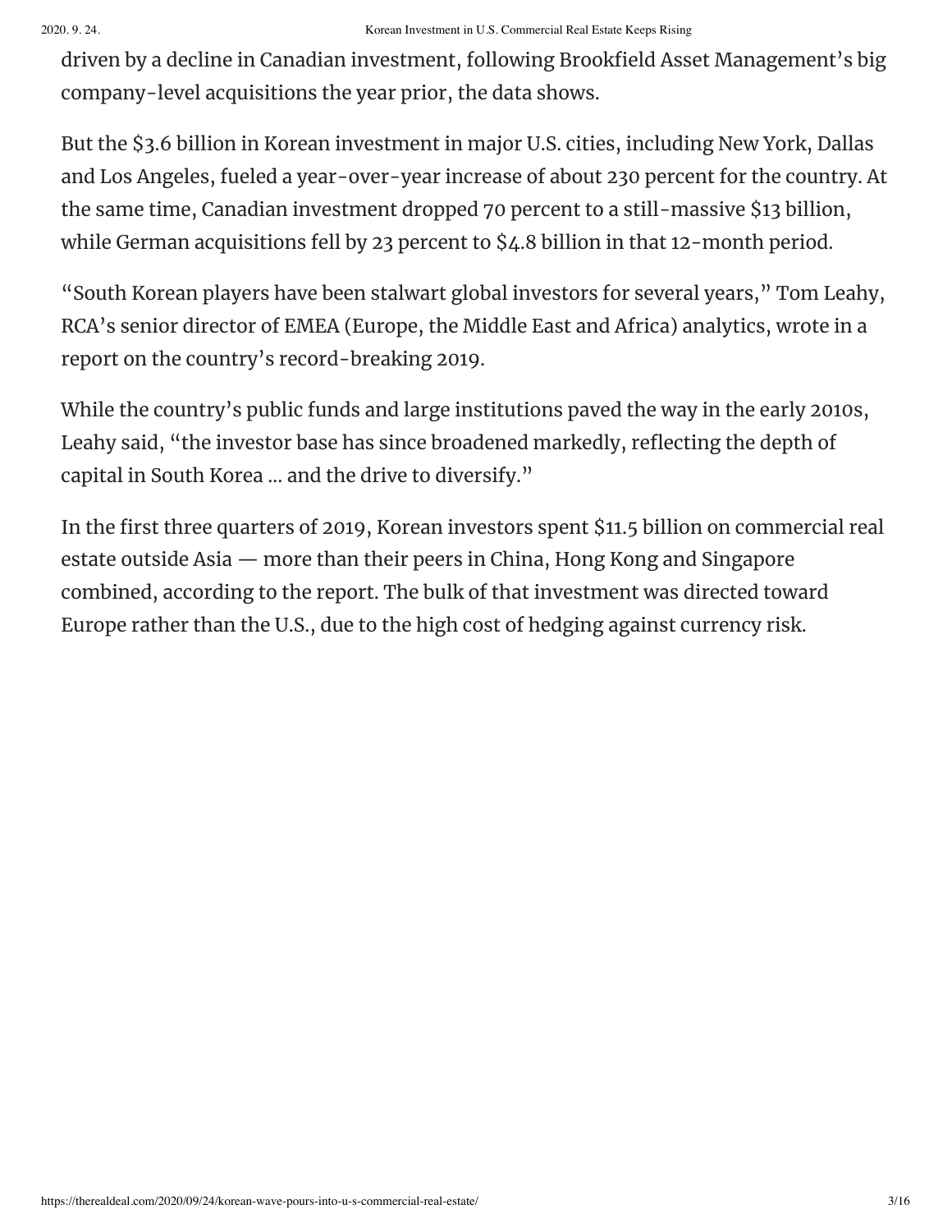driven by a decline in Canadian investment, following Brookfield Asset Management's big company-level acquisitions the year prior, the data shows.

But the $3.6 billion in Korean investment in major U.S. cities, including New York, Dallas and Los Angeles, fueled a year-over-year increase of about 230 percent for the country. At the same time, Canadian investment dropped 70 percent to a still-massive $13 billion, while German acquisitions fell by 23 percent to $4.8 billion in that 12-month period.

"South Korean players have been stalwart global investors for several years," Tom Leahy, RCA's senior director of EMEA (Europe, the Middle East and Africa) analytics, wrote in a report on the country's record-breaking 2019.

While the country's public funds and large institutions paved the way in the early 2010s, Leahy said, "the investor base has since broadened markedly, reflecting the depth of capital in South Korea … and the drive to diversify."

In the first three quarters of 2019, Korean investors spent $11.5 billion on commercial real estate outside Asia — more than their peers in China, Hong Kong and Singapore combined, according to the report. The bulk of that investment was directed toward Europe rather than the U.S., due to the high cost of hedging against currency risk.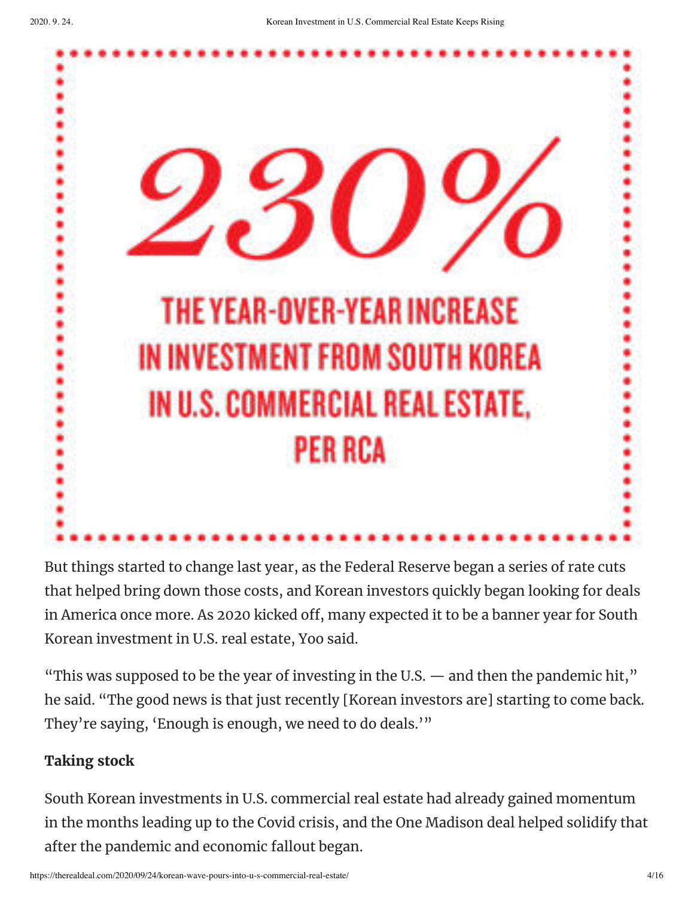**230%**

**THE YEAR-OVER-YEAR INCREASE IN INVESTMENT FROM SOUTH KOREA IN U.S. COMMERCIAL REAL ESTATE, PER RCA**

But things started to change last year, as the Federal Reserve began a series of rate cuts that helped bring down those costs, and Korean investors quickly began looking for deals in America once more. As 2020 kicked off, many expected it to be a banner year for South Korean investment in U.S. real estate, Yoo said.

"This was supposed to be the year of investing in the U.S. — and then the pandemic hit," he said. "The good news is that just recently [Korean investors are] starting to come back. They're saying, 'Enough is enough, we need to do deals.'"

**Taking stock**

South Korean investments in U.S. commercial real estate had already gained momentum in the months leading up to the Covid crisis, and the One Madison deal helped solidify that after the pandemic and economic fallout began.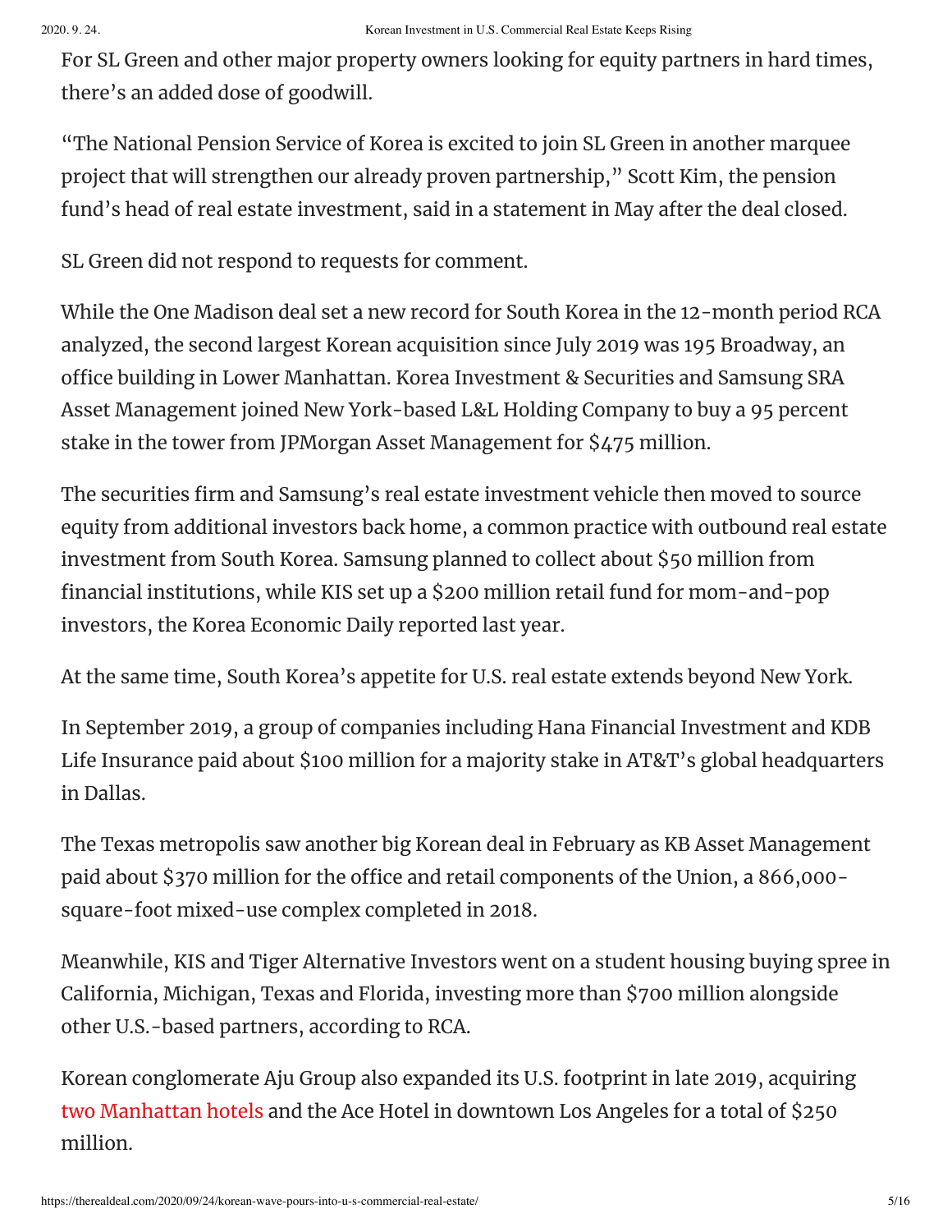For SL Green and other major property owners looking for equity partners in hard times, there's an added dose of goodwill.

"The National Pension Service of Korea is excited to join SL Green in another marquee project that will strengthen our already proven partnership," Scott Kim, the pension fund's head of real estate investment, said in a statement in May after the deal closed.

SL Green did not respond to requests for comment.

While the One Madison deal set a new record for South Korea in the 12-month period RCA analyzed, the second largest Korean acquisition since July 2019 was 195 Broadway, an office building in Lower Manhattan. Korea Investment & Securities and Samsung SRA Asset Management joined New York-based L&L Holding Company to buy a 95 percent stake in the tower from JPMorgan Asset Management for $475 million.

The securities firm and Samsung's real estate investment vehicle then moved to source equity from additional investors back home, a common practice with outbound real estate investment from South Korea. Samsung planned to collect about $50 million from financial institutions, while KIS set up a $200 million retail fund for mom-and-pop investors, the Korea Economic Daily reported last year.

At the same time, South Korea's appetite for U.S. real estate extends beyond New York.

In September 2019, a group of companies including Hana Financial Investment and KDB Life Insurance paid about $100 million for a majority stake in AT&T's global headquarters in Dallas.

The Texas metropolis saw another big Korean deal in February as KB Asset Management paid about $370 million for the office and retail components of the Union, a 866,000-square-foot mixed-use complex completed in 2018.

Meanwhile, KIS and Tiger Alternative Investors went on a student housing buying spree in California, Michigan, Texas and Florida, investing more than $700 million alongside other U.S.-based partners, according to RCA.

Korean conglomerate Aju Group also expanded its U.S. footprint in late 2019, acquiring two Manhattan hotels and the Ace Hotel in downtown Los Angeles for a total of $250 million.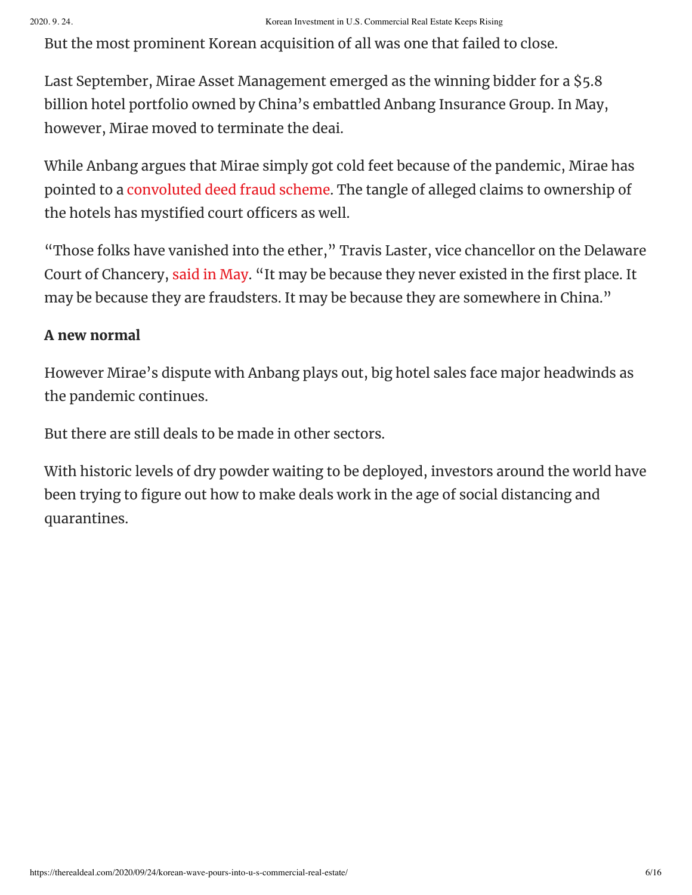But the most prominent Korean acquisition of all was one that failed to close.

Last September, Mirae Asset Management emerged as the winning bidder for a $5.8 billion hotel portfolio owned by China's embattled Anbang Insurance Group. In May, however, Mirae moved to terminate the deai.

While Anbang argues that Mirae simply got cold feet because of the pandemic, Mirae has pointed to a convoluted deed fraud scheme. The tangle of alleged claims to ownership of the hotels has mystified court officers as well.

"Those folks have vanished into the ether," Travis Laster, vice chancellor on the Delaware Court of Chancery, said in May. "It may be because they never existed in the first place. It may be because they are fraudsters. It may be because they are somewhere in China."

**A new normal**

However Mirae's dispute with Anbang plays out, big hotel sales face major headwinds as the pandemic continues.

But there are still deals to be made in other sectors.

With historic levels of dry powder waiting to be deployed, investors around the world have been trying to figure out how to make deals work in the age of social distancing and quarantines.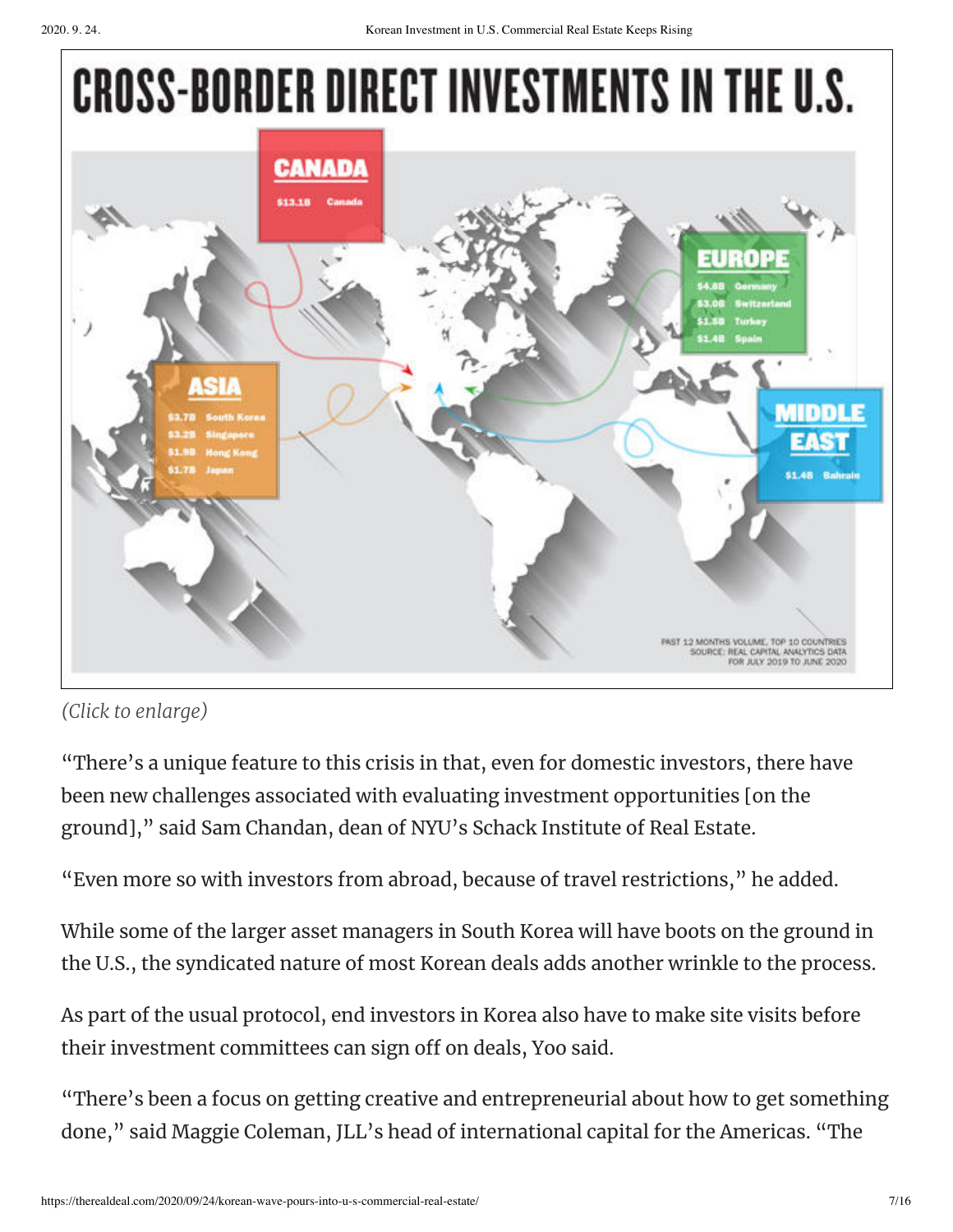# CROSS-BORDER DIRECT INVESTMENTS IN THE U.S.

**CANADA**

- $13.1B Canada

**EUROPE**

- $4.8B Germany
- $3.0B Switzerland
- $1.5B Turkey
- $1.4B Spain

**ASIA**

- $3.7B South Korea
- $3.2B Singapore
- $1.9B Hong Kong
- $1.7B Japan

**MIDDLE EAST**

- $1.4B Bahrain

PAST 12 MONTHS VOLUME, TOP 10 COUNTRIES
SOURCE: REAL CAPITAL ANALYTICS DATA
FOR JULY 2019 TO JUNE 2020

*(Click to enlarge)*

"There's a unique feature to this crisis in that, even for domestic investors, there have been new challenges associated with evaluating investment opportunities [on the ground]," said Sam Chandan, dean of NYU's Schack Institute of Real Estate.

"Even more so with investors from abroad, because of travel restrictions," he added.

While some of the larger asset managers in South Korea will have boots on the ground in the U.S., the syndicated nature of most Korean deals adds another wrinkle to the process.

As part of the usual protocol, end investors in Korea also have to make site visits before their investment committees can sign off on deals, Yoo said.

"There's been a focus on getting creative and entrepreneurial about how to get something done," said Maggie Coleman, JLL's head of international capital for the Americas. "The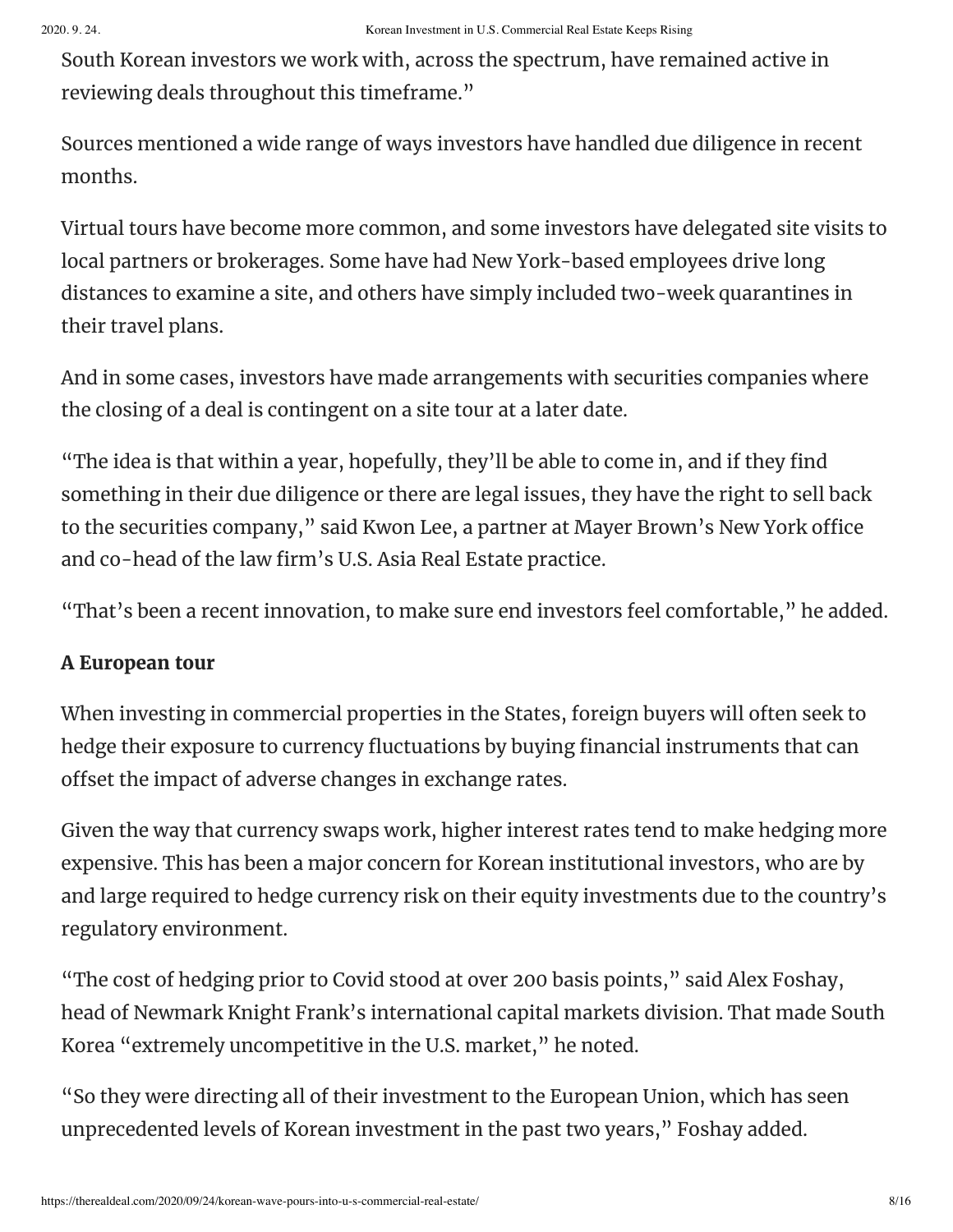South Korean investors we work with, across the spectrum, have remained active in reviewing deals throughout this timeframe."

Sources mentioned a wide range of ways investors have handled due diligence in recent months.

Virtual tours have become more common, and some investors have delegated site visits to local partners or brokerages. Some have had New York-based employees drive long distances to examine a site, and others have simply included two-week quarantines in their travel plans.

And in some cases, investors have made arrangements with securities companies where the closing of a deal is contingent on a site tour at a later date.

"The idea is that within a year, hopefully, they'll be able to come in, and if they find something in their due diligence or there are legal issues, they have the right to sell back to the securities company," said Kwon Lee, a partner at Mayer Brown's New York office and co-head of the law firm's U.S. Asia Real Estate practice.

"That's been a recent innovation, to make sure end investors feel comfortable," he added.

**A European tour**

When investing in commercial properties in the States, foreign buyers will often seek to hedge their exposure to currency fluctuations by buying financial instruments that can offset the impact of adverse changes in exchange rates.

Given the way that currency swaps work, higher interest rates tend to make hedging more expensive. This has been a major concern for Korean institutional investors, who are by and large required to hedge currency risk on their equity investments due to the country's regulatory environment.

"The cost of hedging prior to Covid stood at over 200 basis points," said Alex Foshay, head of Newmark Knight Frank's international capital markets division. That made South Korea "extremely uncompetitive in the U.S. market," he noted.

"So they were directing all of their investment to the European Union, which has seen unprecedented levels of Korean investment in the past two years," Foshay added.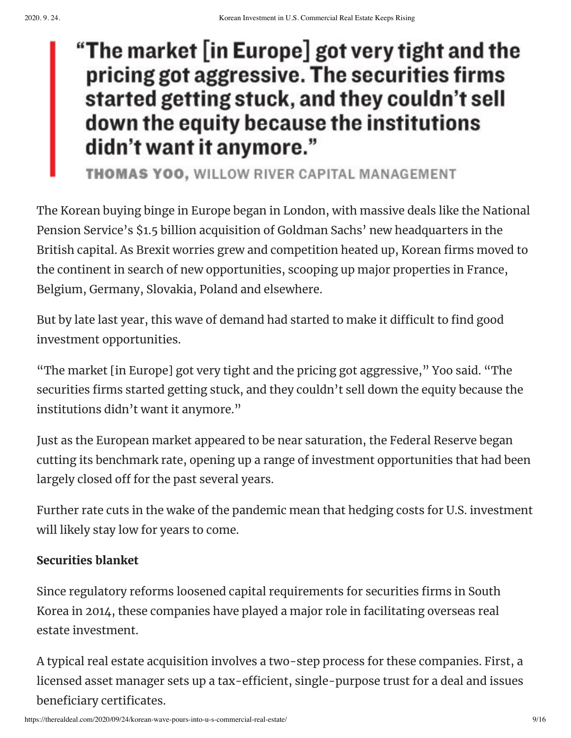> “The market [in Europe] got very tight and the pricing got aggressive. The securities firms started getting stuck, and they couldn’t sell down the equity because the institutions didn’t want it anymore.”
>
> THOMAS YOO, WILLOW RIVER CAPITAL MANAGEMENT

The Korean buying binge in Europe began in London, with massive deals like the National Pension Service’s $1.5 billion acquisition of Goldman Sachs’ new headquarters in the British capital. As Brexit worries grew and competition heated up, Korean firms moved to the continent in search of new opportunities, scooping up major properties in France, Belgium, Germany, Slovakia, Poland and elsewhere.

But by late last year, this wave of demand had started to make it difficult to find good investment opportunities.

“The market [in Europe] got very tight and the pricing got aggressive,” Yoo said. “The securities firms started getting stuck, and they couldn’t sell down the equity because the institutions didn’t want it anymore.”

Just as the European market appeared to be near saturation, the Federal Reserve began cutting its benchmark rate, opening up a range of investment opportunities that had been largely closed off for the past several years.

Further rate cuts in the wake of the pandemic mean that hedging costs for U.S. investment will likely stay low for years to come.

**Securities blanket**

Since regulatory reforms loosened capital requirements for securities firms in South Korea in 2014, these companies have played a major role in facilitating overseas real estate investment.

A typical real estate acquisition involves a two-step process for these companies. First, a licensed asset manager sets up a tax-efficient, single-purpose trust for a deal and issues beneficiary certificates.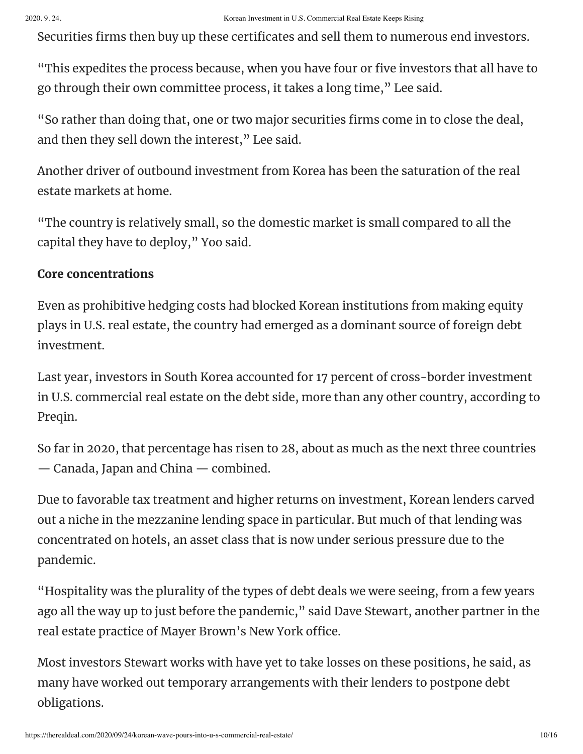Securities firms then buy up these certificates and sell them to numerous end investors.

"This expedites the process because, when you have four or five investors that all have to go through their own committee process, it takes a long time," Lee said.

"So rather than doing that, one or two major securities firms come in to close the deal, and then they sell down the interest," Lee said.

Another driver of outbound investment from Korea has been the saturation of the real estate markets at home.

"The country is relatively small, so the domestic market is small compared to all the capital they have to deploy," Yoo said.

**Core concentrations**

Even as prohibitive hedging costs had blocked Korean institutions from making equity plays in U.S. real estate, the country had emerged as a dominant source of foreign debt investment.

Last year, investors in South Korea accounted for 17 percent of cross-border investment in U.S. commercial real estate on the debt side, more than any other country, according to Preqin.

So far in 2020, that percentage has risen to 28, about as much as the next three countries — Canada, Japan and China — combined.

Due to favorable tax treatment and higher returns on investment, Korean lenders carved out a niche in the mezzanine lending space in particular. But much of that lending was concentrated on hotels, an asset class that is now under serious pressure due to the pandemic.

"Hospitality was the plurality of the types of debt deals we were seeing, from a few years ago all the way up to just before the pandemic," said Dave Stewart, another partner in the real estate practice of Mayer Brown's New York office.

Most investors Stewart works with have yet to take losses on these positions, he said, as many have worked out temporary arrangements with their lenders to postpone debt obligations.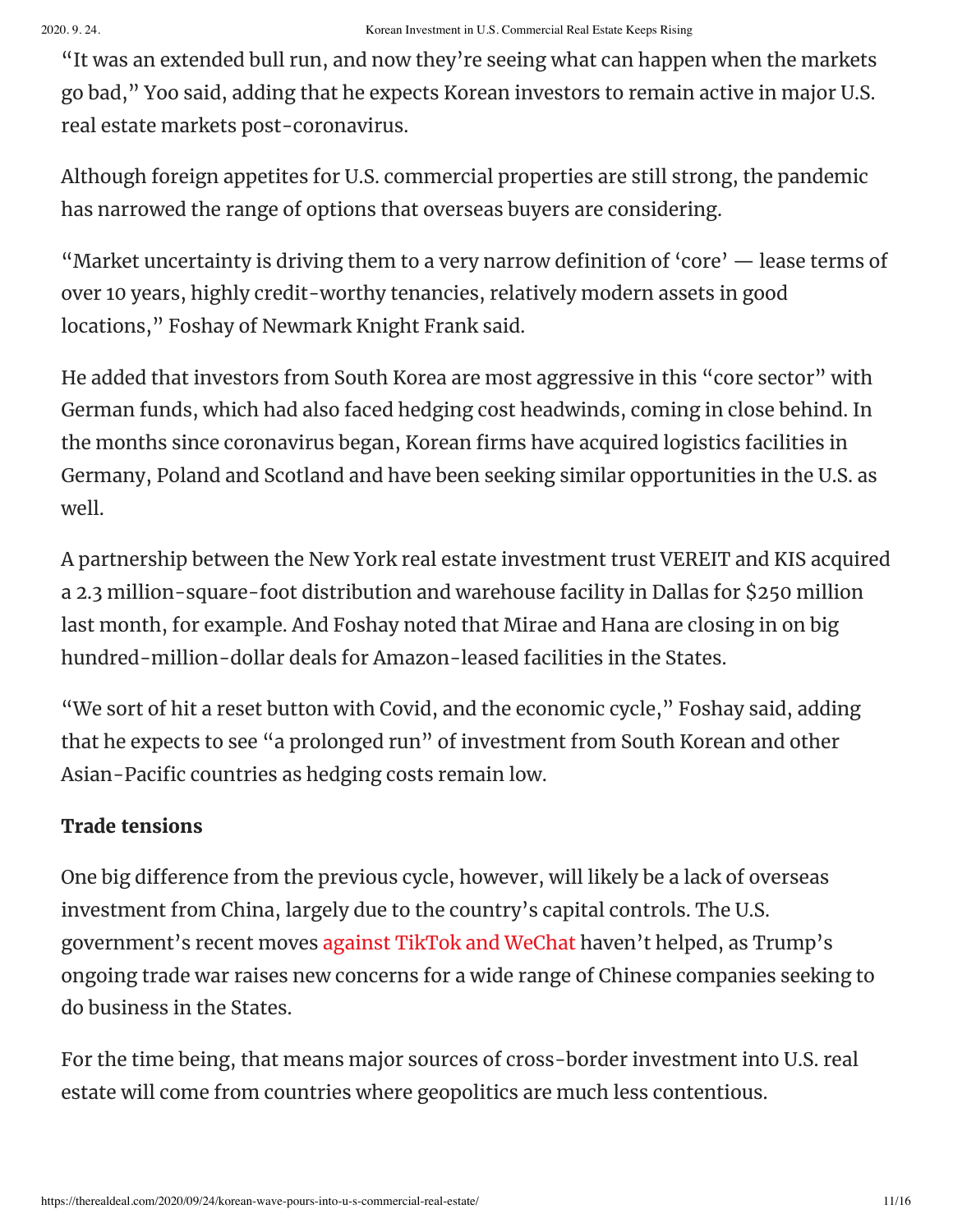"It was an extended bull run, and now they're seeing what can happen when the markets go bad," Yoo said, adding that he expects Korean investors to remain active in major U.S. real estate markets post-coronavirus.

Although foreign appetites for U.S. commercial properties are still strong, the pandemic has narrowed the range of options that overseas buyers are considering.

"Market uncertainty is driving them to a very narrow definition of 'core' — lease terms of over 10 years, highly credit-worthy tenancies, relatively modern assets in good locations," Foshay of Newmark Knight Frank said.

He added that investors from South Korea are most aggressive in this "core sector" with German funds, which had also faced hedging cost headwinds, coming in close behind. In the months since coronavirus began, Korean firms have acquired logistics facilities in Germany, Poland and Scotland and have been seeking similar opportunities in the U.S. as well.

A partnership between the New York real estate investment trust VEREIT and KIS acquired a 2.3 million-square-foot distribution and warehouse facility in Dallas for $250 million last month, for example. And Foshay noted that Mirae and Hana are closing in on big hundred-million-dollar deals for Amazon-leased facilities in the States.

"We sort of hit a reset button with Covid, and the economic cycle," Foshay said, adding that he expects to see "a prolonged run" of investment from South Korean and other Asian-Pacific countries as hedging costs remain low.

**Trade tensions**

One big difference from the previous cycle, however, will likely be a lack of overseas investment from China, largely due to the country's capital controls. The U.S. government's recent moves against TikTok and WeChat haven't helped, as Trump's ongoing trade war raises new concerns for a wide range of Chinese companies seeking to do business in the States.

For the time being, that means major sources of cross-border investment into U.S. real estate will come from countries where geopolitics are much less contentious.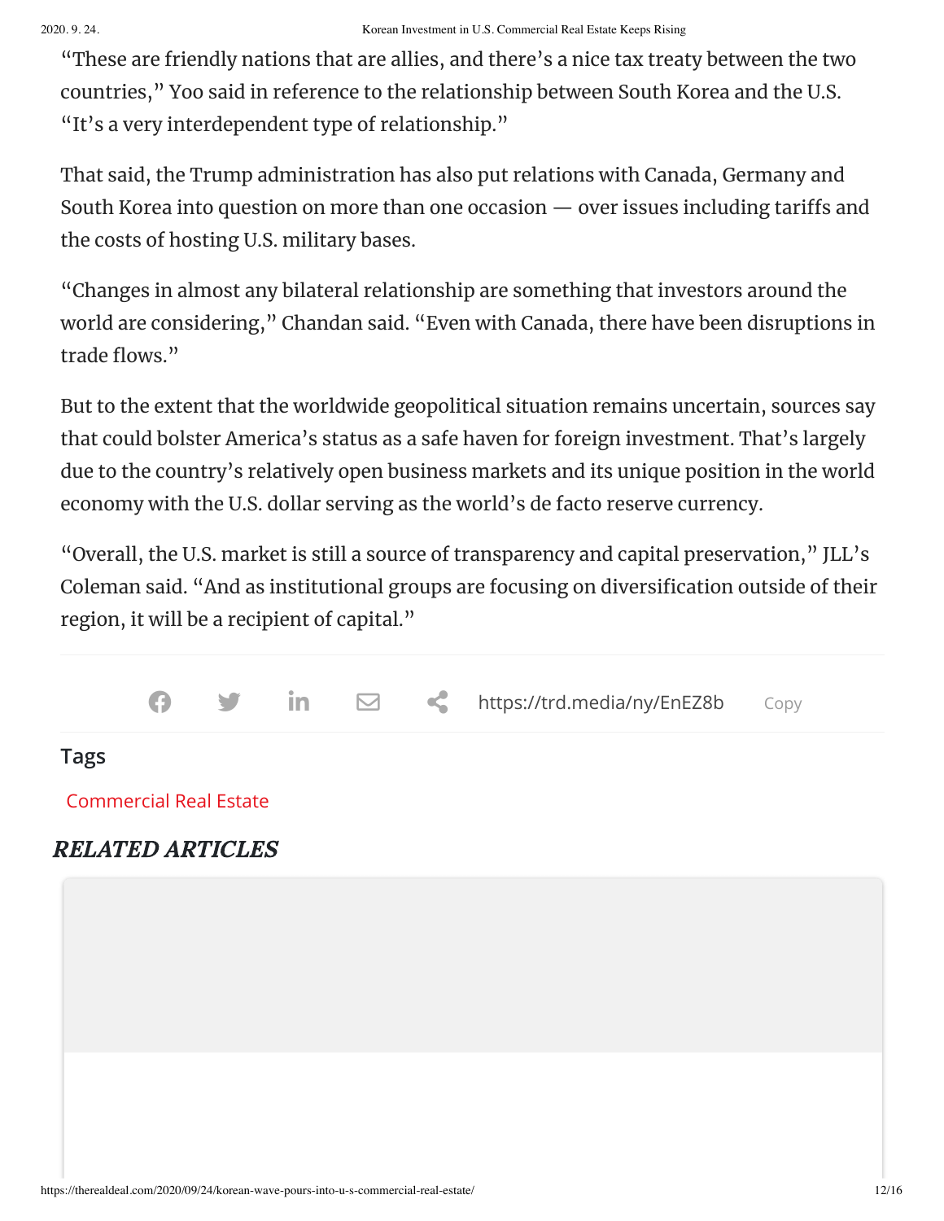"These are friendly nations that are allies, and there's a nice tax treaty between the two countries," Yoo said in reference to the relationship between South Korea and the U.S. "It's a very interdependent type of relationship."

That said, the Trump administration has also put relations with Canada, Germany and South Korea into question on more than one occasion — over issues including tariffs and the costs of hosting U.S. military bases.

"Changes in almost any bilateral relationship are something that investors around the world are considering," Chandan said. "Even with Canada, there have been disruptions in trade flows."

But to the extent that the worldwide geopolitical situation remains uncertain, sources say that could bolster America's status as a safe haven for foreign investment. That's largely due to the country's relatively open business markets and its unique position in the world economy with the U.S. dollar serving as the world's de facto reserve currency.

"Overall, the U.S. market is still a source of transparency and capital preservation," JLL's Coleman said. "And as institutional groups are focusing on diversification outside of their region, it will be a recipient of capital."

https://trd.media/ny/EnEZ8b Copy

## Tags

Commercial Real Estate

## *RELATED ARTICLES*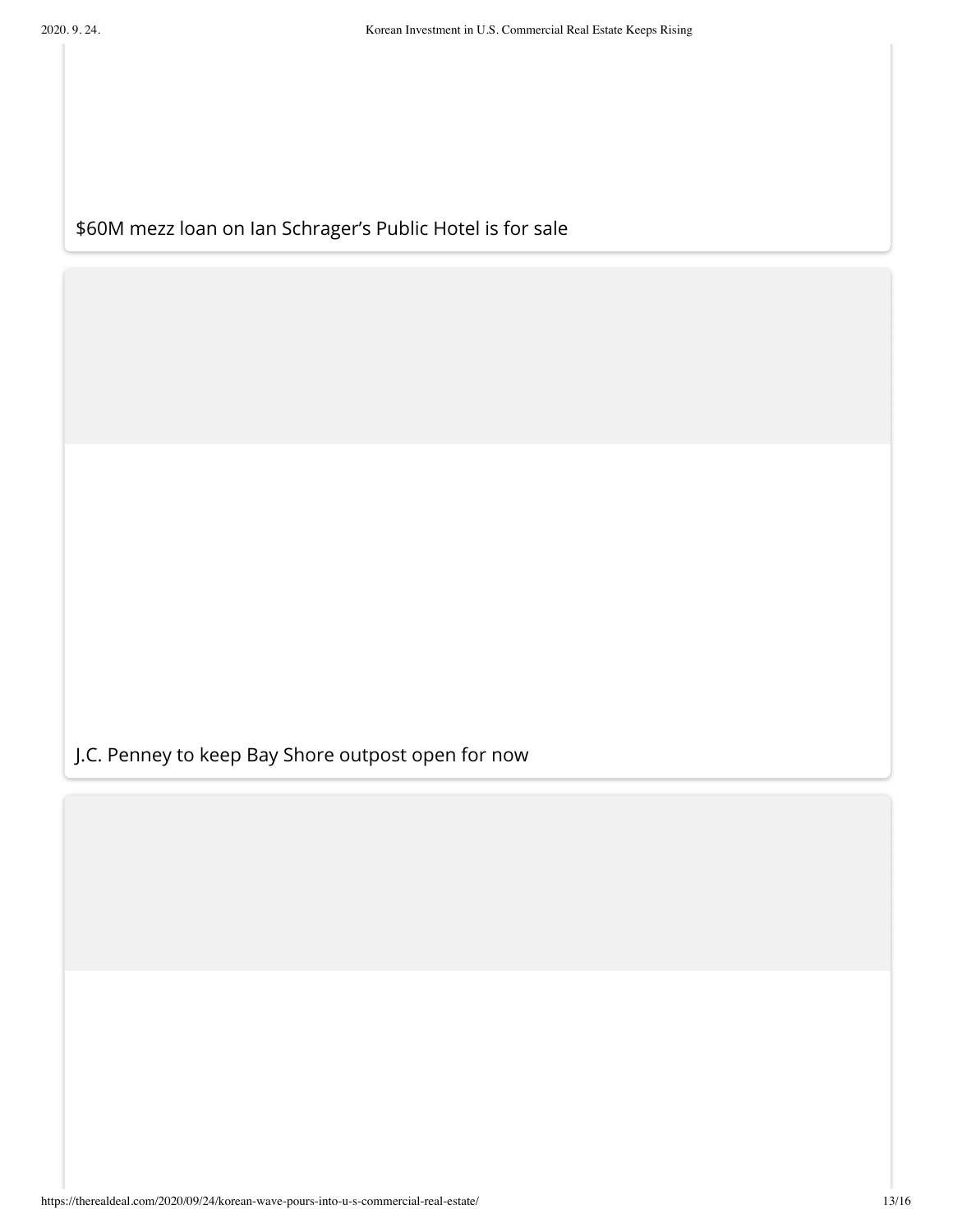$60M mezz loan on Ian Schrager's Public Hotel is for sale

J.C. Penney to keep Bay Shore outpost open for now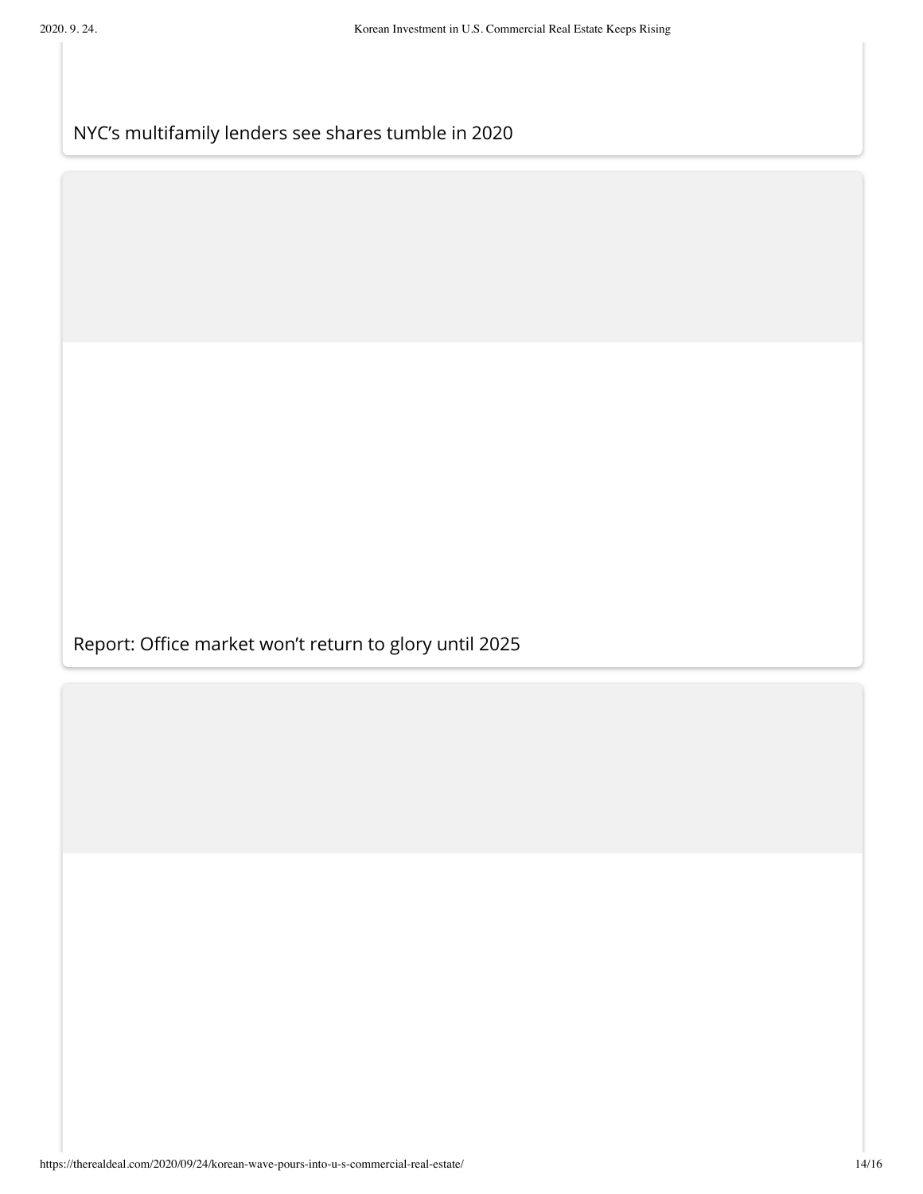NYC's multifamily lenders see shares tumble in 2020

Report: Office market won't return to glory until 2025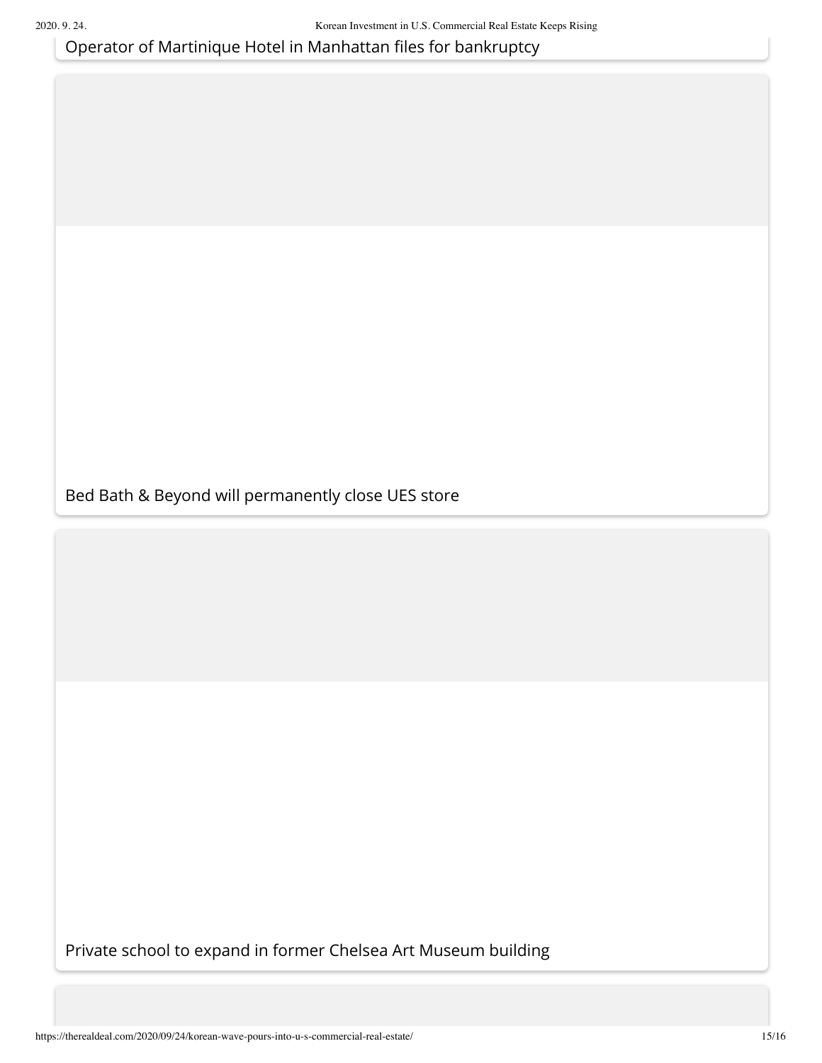Operator of Martinique Hotel in Manhattan files for bankruptcy

Bed Bath & Beyond will permanently close UES store

Private school to expand in former Chelsea Art Museum building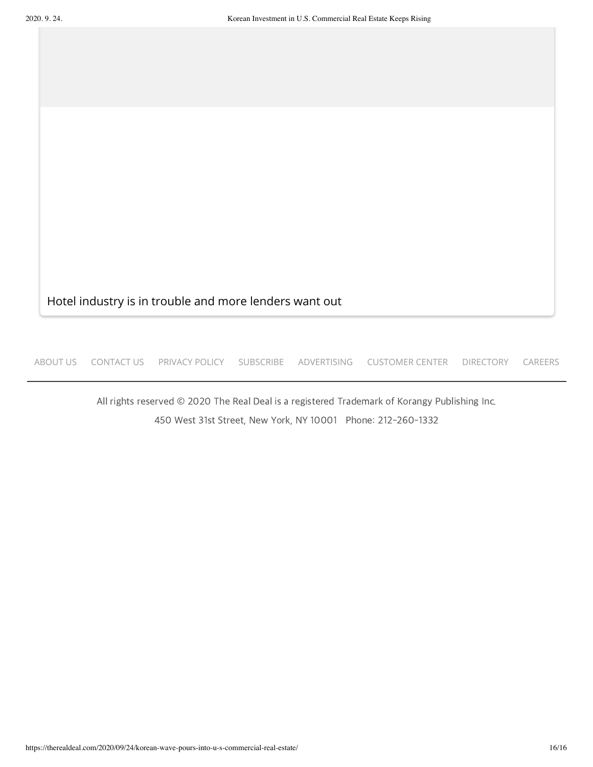Hotel industry is in trouble and more lenders want out

ABOUT US CONTACT US PRIVACY POLICY SUBSCRIBE ADVERTISING CUSTOMER CENTER DIRECTORY CAREERS

All rights reserved © 2020 The Real Deal is a registered Trademark of Korangy Publishing Inc.

450 West 31st Street, New York, NY 10001 Phone: 212-260-1332